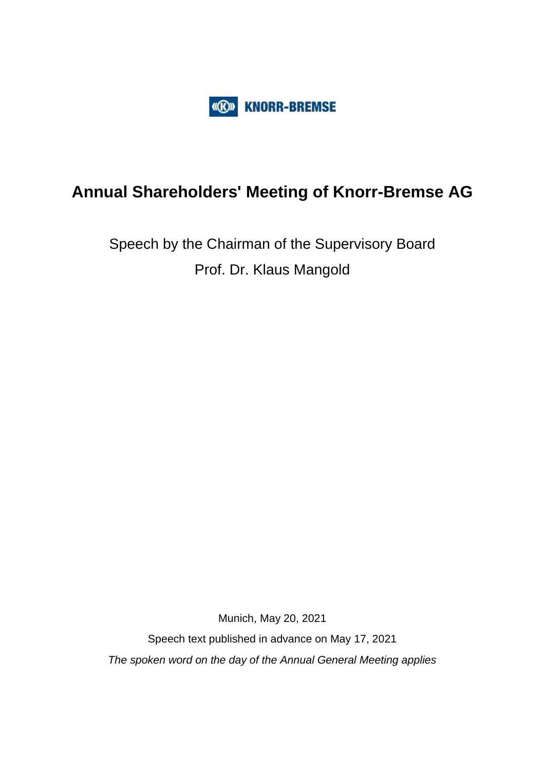KNORR-BREMSE

# Annual Shareholders' Meeting of Knorr-Bremse AG

Speech by the Chairman of the Supervisory Board

Prof. Dr. Klaus Mangold

Munich, May 20, 2021

Speech text published in advance on May 17, 2021

*The spoken word on the day of the Annual General Meeting applies*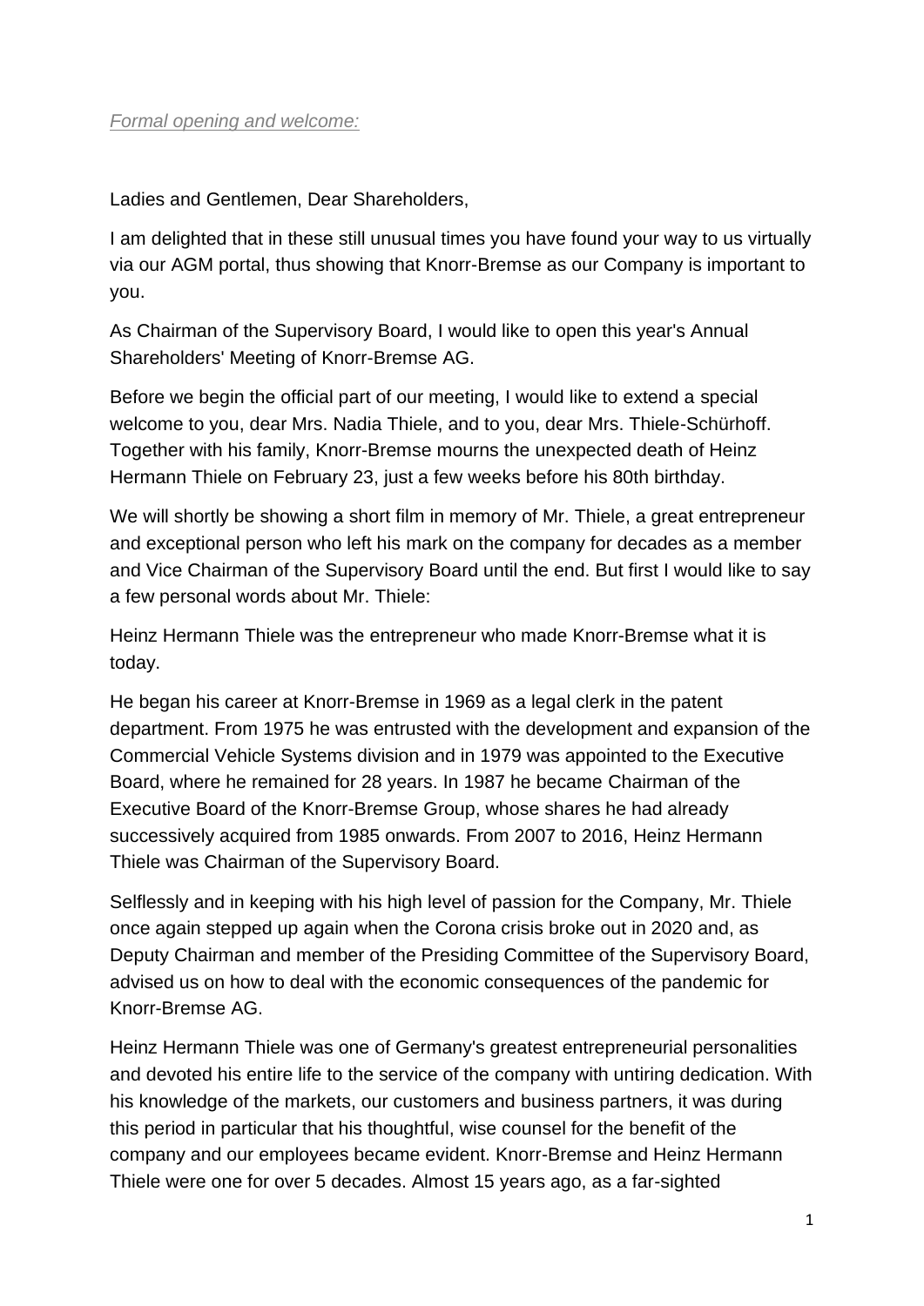*Formal opening and welcome:*

Ladies and Gentlemen, Dear Shareholders,

I am delighted that in these still unusual times you have found your way to us virtually via our AGM portal, thus showing that Knorr-Bremse as our Company is important to you.

As Chairman of the Supervisory Board, I would like to open this year's Annual Shareholders' Meeting of Knorr-Bremse AG.

Before we begin the official part of our meeting, I would like to extend a special welcome to you, dear Mrs. Nadia Thiele, and to you, dear Mrs. Thiele-Schürhoff. Together with his family, Knorr-Bremse mourns the unexpected death of Heinz Hermann Thiele on February 23, just a few weeks before his 80th birthday.

We will shortly be showing a short film in memory of Mr. Thiele, a great entrepreneur and exceptional person who left his mark on the company for decades as a member and Vice Chairman of the Supervisory Board until the end. But first I would like to say a few personal words about Mr. Thiele:

Heinz Hermann Thiele was the entrepreneur who made Knorr-Bremse what it is today.

He began his career at Knorr-Bremse in 1969 as a legal clerk in the patent department. From 1975 he was entrusted with the development and expansion of the Commercial Vehicle Systems division and in 1979 was appointed to the Executive Board, where he remained for 28 years. In 1987 he became Chairman of the Executive Board of the Knorr-Bremse Group, whose shares he had already successively acquired from 1985 onwards. From 2007 to 2016, Heinz Hermann Thiele was Chairman of the Supervisory Board.

Selflessly and in keeping with his high level of passion for the Company, Mr. Thiele once again stepped up again when the Corona crisis broke out in 2020 and, as Deputy Chairman and member of the Presiding Committee of the Supervisory Board, advised us on how to deal with the economic consequences of the pandemic for Knorr-Bremse AG.

Heinz Hermann Thiele was one of Germany's greatest entrepreneurial personalities and devoted his entire life to the service of the company with untiring dedication. With his knowledge of the markets, our customers and business partners, it was during this period in particular that his thoughtful, wise counsel for the benefit of the company and our employees became evident. Knorr-Bremse and Heinz Hermann Thiele were one for over 5 decades. Almost 15 years ago, as a far-sighted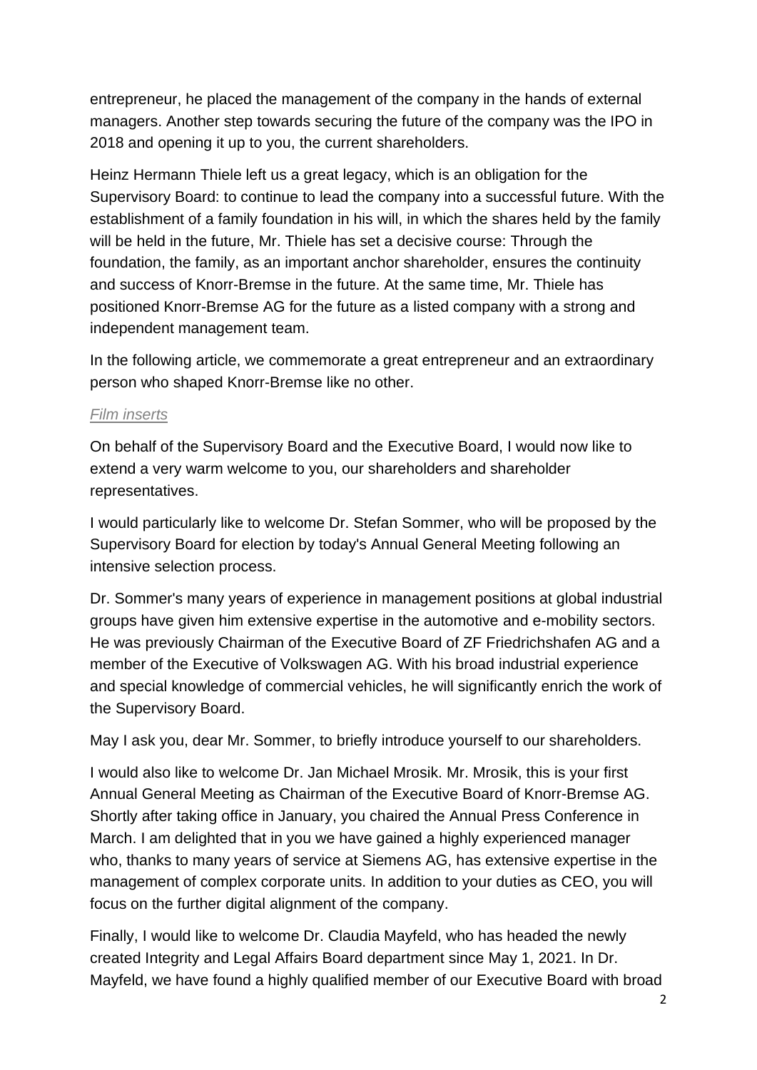entrepreneur, he placed the management of the company in the hands of external managers. Another step towards securing the future of the company was the IPO in 2018 and opening it up to you, the current shareholders.

Heinz Hermann Thiele left us a great legacy, which is an obligation for the Supervisory Board: to continue to lead the company into a successful future. With the establishment of a family foundation in his will, in which the shares held by the family will be held in the future, Mr. Thiele has set a decisive course: Through the foundation, the family, as an important anchor shareholder, ensures the continuity and success of Knorr-Bremse in the future. At the same time, Mr. Thiele has positioned Knorr-Bremse AG for the future as a listed company with a strong and independent management team.

In the following article, we commemorate a great entrepreneur and an extraordinary person who shaped Knorr-Bremse like no other.

*Film inserts*

On behalf of the Supervisory Board and the Executive Board, I would now like to extend a very warm welcome to you, our shareholders and shareholder representatives.

I would particularly like to welcome Dr. Stefan Sommer, who will be proposed by the Supervisory Board for election by today's Annual General Meeting following an intensive selection process.

Dr. Sommer's many years of experience in management positions at global industrial groups have given him extensive expertise in the automotive and e-mobility sectors. He was previously Chairman of the Executive Board of ZF Friedrichshafen AG and a member of the Executive of Volkswagen AG. With his broad industrial experience and special knowledge of commercial vehicles, he will significantly enrich the work of the Supervisory Board.

May I ask you, dear Mr. Sommer, to briefly introduce yourself to our shareholders.

I would also like to welcome Dr. Jan Michael Mrosik. Mr. Mrosik, this is your first Annual General Meeting as Chairman of the Executive Board of Knorr-Bremse AG. Shortly after taking office in January, you chaired the Annual Press Conference in March. I am delighted that in you we have gained a highly experienced manager who, thanks to many years of service at Siemens AG, has extensive expertise in the management of complex corporate units. In addition to your duties as CEO, you will focus on the further digital alignment of the company.

Finally, I would like to welcome Dr. Claudia Mayfeld, who has headed the newly created Integrity and Legal Affairs Board department since May 1, 2021. In Dr. Mayfeld, we have found a highly qualified member of our Executive Board with broad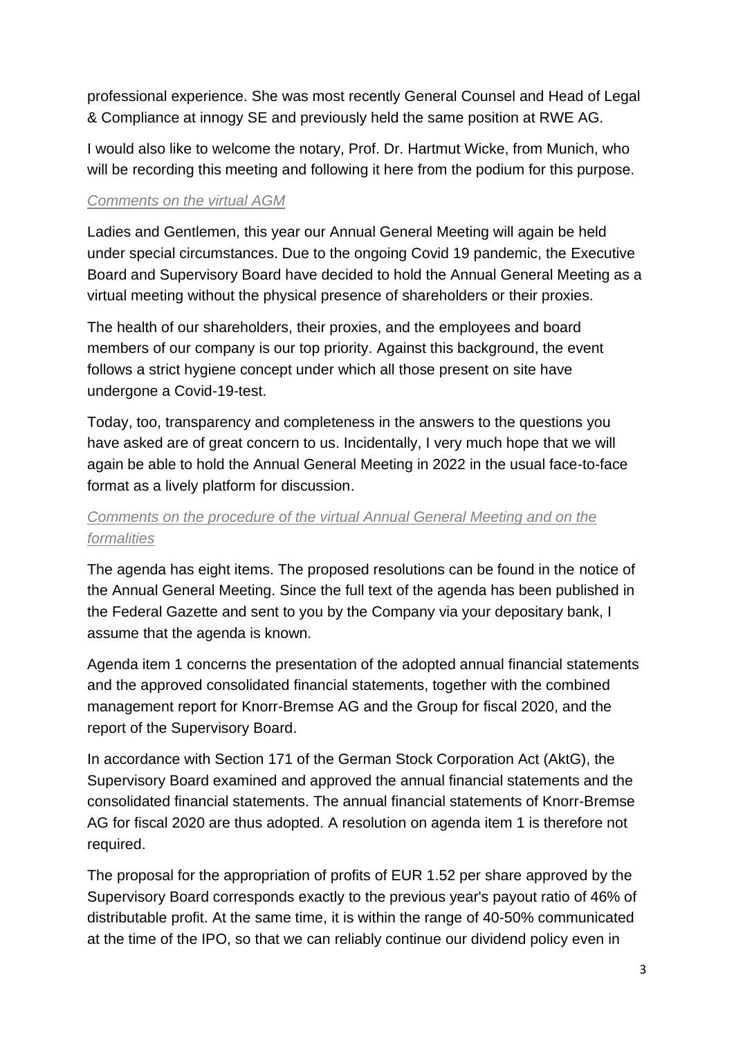professional experience. She was most recently General Counsel and Head of Legal & Compliance at innogy SE and previously held the same position at RWE AG.

I would also like to welcome the notary, Prof. Dr. Hartmut Wicke, from Munich, who will be recording this meeting and following it here from the podium for this purpose.

*Comments on the virtual AGM*

Ladies and Gentlemen, this year our Annual General Meeting will again be held under special circumstances. Due to the ongoing Covid 19 pandemic, the Executive Board and Supervisory Board have decided to hold the Annual General Meeting as a virtual meeting without the physical presence of shareholders or their proxies.

The health of our shareholders, their proxies, and the employees and board members of our company is our top priority. Against this background, the event follows a strict hygiene concept under which all those present on site have undergone a Covid-19-test.

Today, too, transparency and completeness in the answers to the questions you have asked are of great concern to us. Incidentally, I very much hope that we will again be able to hold the Annual General Meeting in 2022 in the usual face-to-face format as a lively platform for discussion.

*Comments on the procedure of the virtual Annual General Meeting and on the formalities*

The agenda has eight items. The proposed resolutions can be found in the notice of the Annual General Meeting. Since the full text of the agenda has been published in the Federal Gazette and sent to you by the Company via your depositary bank, I assume that the agenda is known.

Agenda item 1 concerns the presentation of the adopted annual financial statements and the approved consolidated financial statements, together with the combined management report for Knorr-Bremse AG and the Group for fiscal 2020, and the report of the Supervisory Board.

In accordance with Section 171 of the German Stock Corporation Act (AktG), the Supervisory Board examined and approved the annual financial statements and the consolidated financial statements. The annual financial statements of Knorr-Bremse AG for fiscal 2020 are thus adopted. A resolution on agenda item 1 is therefore not required.

The proposal for the appropriation of profits of EUR 1.52 per share approved by the Supervisory Board corresponds exactly to the previous year's payout ratio of 46% of distributable profit. At the same time, it is within the range of 40-50% communicated at the time of the IPO, so that we can reliably continue our dividend policy even in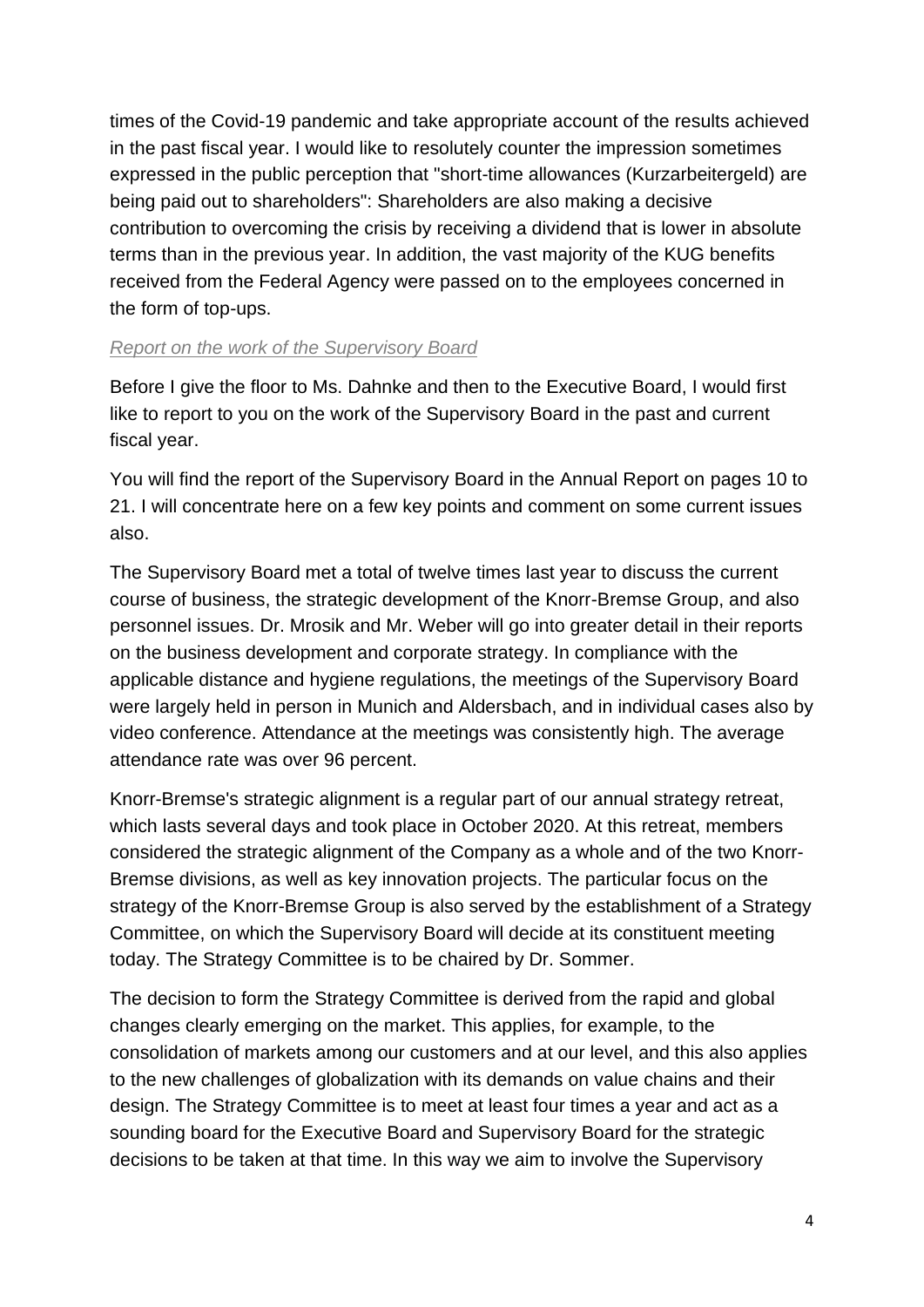times of the Covid-19 pandemic and take appropriate account of the results achieved in the past fiscal year. I would like to resolutely counter the impression sometimes expressed in the public perception that "short-time allowances (Kurzarbeitergeld) are being paid out to shareholders": Shareholders are also making a decisive contribution to overcoming the crisis by receiving a dividend that is lower in absolute terms than in the previous year. In addition, the vast majority of the KUG benefits received from the Federal Agency were passed on to the employees concerned in the form of top-ups.

*Report on the work of the Supervisory Board*

Before I give the floor to Ms. Dahnke and then to the Executive Board, I would first like to report to you on the work of the Supervisory Board in the past and current fiscal year.

You will find the report of the Supervisory Board in the Annual Report on pages 10 to 21. I will concentrate here on a few key points and comment on some current issues also.

The Supervisory Board met a total of twelve times last year to discuss the current course of business, the strategic development of the Knorr-Bremse Group, and also personnel issues. Dr. Mrosik and Mr. Weber will go into greater detail in their reports on the business development and corporate strategy. In compliance with the applicable distance and hygiene regulations, the meetings of the Supervisory Board were largely held in person in Munich and Aldersbach, and in individual cases also by video conference. Attendance at the meetings was consistently high. The average attendance rate was over 96 percent.

Knorr-Bremse's strategic alignment is a regular part of our annual strategy retreat, which lasts several days and took place in October 2020. At this retreat, members considered the strategic alignment of the Company as a whole and of the two Knorr-Bremse divisions, as well as key innovation projects. The particular focus on the strategy of the Knorr-Bremse Group is also served by the establishment of a Strategy Committee, on which the Supervisory Board will decide at its constituent meeting today. The Strategy Committee is to be chaired by Dr. Sommer.

The decision to form the Strategy Committee is derived from the rapid and global changes clearly emerging on the market. This applies, for example, to the consolidation of markets among our customers and at our level, and this also applies to the new challenges of globalization with its demands on value chains and their design. The Strategy Committee is to meet at least four times a year and act as a sounding board for the Executive Board and Supervisory Board for the strategic decisions to be taken at that time. In this way we aim to involve the Supervisory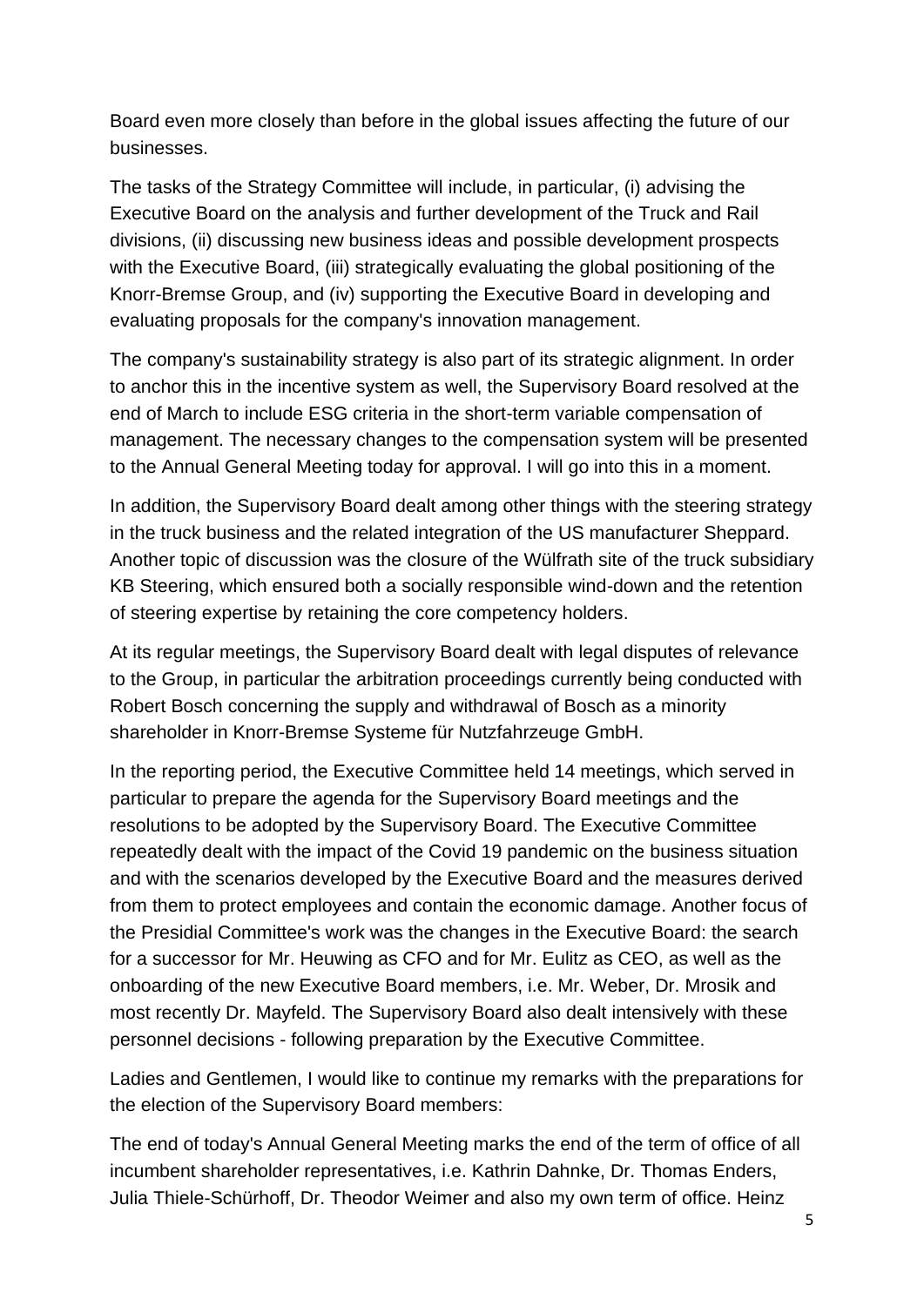Board even more closely than before in the global issues affecting the future of our businesses.

The tasks of the Strategy Committee will include, in particular, (i) advising the Executive Board on the analysis and further development of the Truck and Rail divisions, (ii) discussing new business ideas and possible development prospects with the Executive Board, (iii) strategically evaluating the global positioning of the Knorr-Bremse Group, and (iv) supporting the Executive Board in developing and evaluating proposals for the company's innovation management.

The company's sustainability strategy is also part of its strategic alignment. In order to anchor this in the incentive system as well, the Supervisory Board resolved at the end of March to include ESG criteria in the short-term variable compensation of management. The necessary changes to the compensation system will be presented to the Annual General Meeting today for approval. I will go into this in a moment.

In addition, the Supervisory Board dealt among other things with the steering strategy in the truck business and the related integration of the US manufacturer Sheppard. Another topic of discussion was the closure of the Wülfrath site of the truck subsidiary KB Steering, which ensured both a socially responsible wind-down and the retention of steering expertise by retaining the core competency holders.

At its regular meetings, the Supervisory Board dealt with legal disputes of relevance to the Group, in particular the arbitration proceedings currently being conducted with Robert Bosch concerning the supply and withdrawal of Bosch as a minority shareholder in Knorr-Bremse Systeme für Nutzfahrzeuge GmbH.

In the reporting period, the Executive Committee held 14 meetings, which served in particular to prepare the agenda for the Supervisory Board meetings and the resolutions to be adopted by the Supervisory Board. The Executive Committee repeatedly dealt with the impact of the Covid 19 pandemic on the business situation and with the scenarios developed by the Executive Board and the measures derived from them to protect employees and contain the economic damage. Another focus of the Presidial Committee's work was the changes in the Executive Board: the search for a successor for Mr. Heuwing as CFO and for Mr. Eulitz as CEO, as well as the onboarding of the new Executive Board members, i.e. Mr. Weber, Dr. Mrosik and most recently Dr. Mayfeld. The Supervisory Board also dealt intensively with these personnel decisions - following preparation by the Executive Committee.

Ladies and Gentlemen, I would like to continue my remarks with the preparations for the election of the Supervisory Board members:

The end of today's Annual General Meeting marks the end of the term of office of all incumbent shareholder representatives, i.e. Kathrin Dahnke, Dr. Thomas Enders, Julia Thiele-Schürhoff, Dr. Theodor Weimer and also my own term of office. Heinz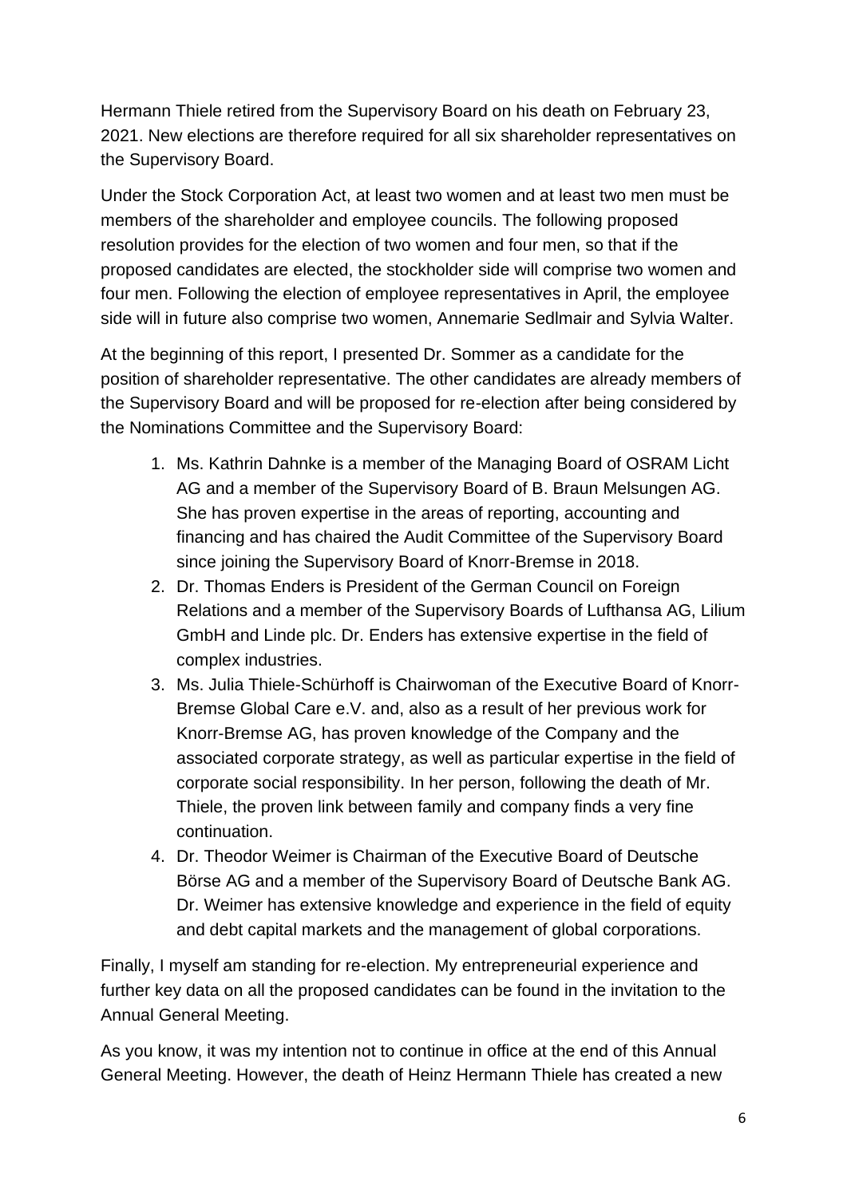Hermann Thiele retired from the Supervisory Board on his death on February 23, 2021. New elections are therefore required for all six shareholder representatives on the Supervisory Board.

Under the Stock Corporation Act, at least two women and at least two men must be members of the shareholder and employee councils. The following proposed resolution provides for the election of two women and four men, so that if the proposed candidates are elected, the stockholder side will comprise two women and four men. Following the election of employee representatives in April, the employee side will in future also comprise two women, Annemarie Sedlmair and Sylvia Walter.

At the beginning of this report, I presented Dr. Sommer as a candidate for the position of shareholder representative. The other candidates are already members of the Supervisory Board and will be proposed for re-election after being considered by the Nominations Committee and the Supervisory Board:

1. Ms. Kathrin Dahnke is a member of the Managing Board of OSRAM Licht AG and a member of the Supervisory Board of B. Braun Melsungen AG. She has proven expertise in the areas of reporting, accounting and financing and has chaired the Audit Committee of the Supervisory Board since joining the Supervisory Board of Knorr-Bremse in 2018.
2. Dr. Thomas Enders is President of the German Council on Foreign Relations and a member of the Supervisory Boards of Lufthansa AG, Lilium GmbH and Linde plc. Dr. Enders has extensive expertise in the field of complex industries.
3. Ms. Julia Thiele-Schürhoff is Chairwoman of the Executive Board of Knorr-Bremse Global Care e.V. and, also as a result of her previous work for Knorr-Bremse AG, has proven knowledge of the Company and the associated corporate strategy, as well as particular expertise in the field of corporate social responsibility. In her person, following the death of Mr. Thiele, the proven link between family and company finds a very fine continuation.
4. Dr. Theodor Weimer is Chairman of the Executive Board of Deutsche Börse AG and a member of the Supervisory Board of Deutsche Bank AG. Dr. Weimer has extensive knowledge and experience in the field of equity and debt capital markets and the management of global corporations.

Finally, I myself am standing for re-election. My entrepreneurial experience and further key data on all the proposed candidates can be found in the invitation to the Annual General Meeting.

As you know, it was my intention not to continue in office at the end of this Annual General Meeting. However, the death of Heinz Hermann Thiele has created a new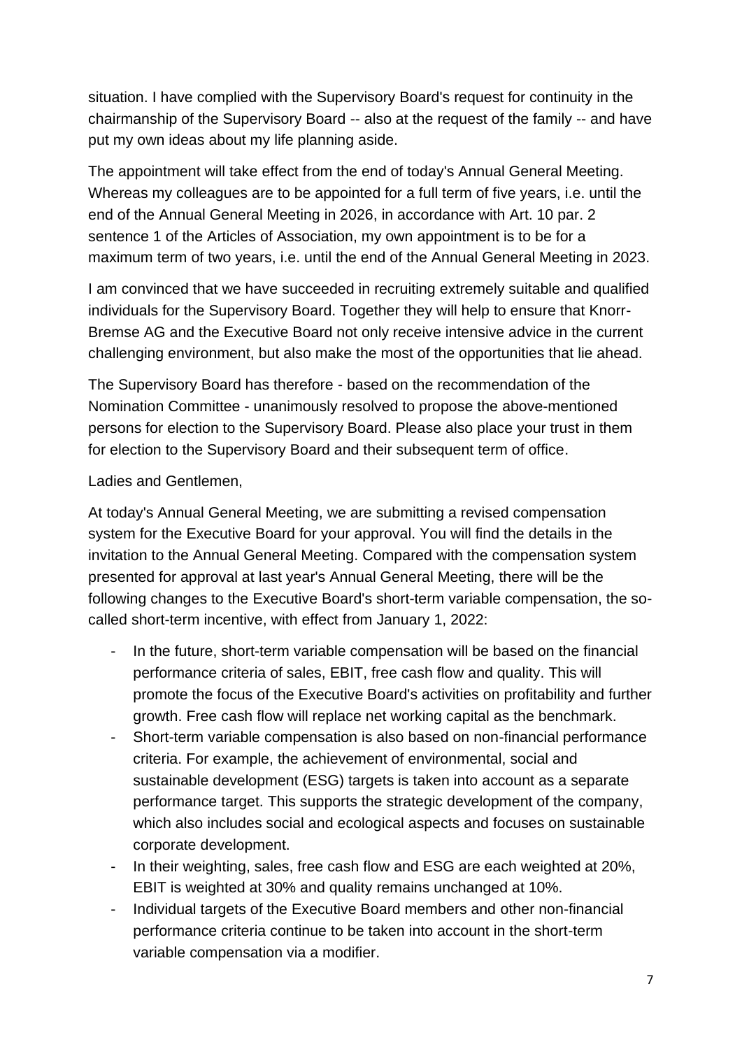situation. I have complied with the Supervisory Board's request for continuity in the chairmanship of the Supervisory Board -- also at the request of the family -- and have put my own ideas about my life planning aside.

The appointment will take effect from the end of today's Annual General Meeting. Whereas my colleagues are to be appointed for a full term of five years, i.e. until the end of the Annual General Meeting in 2026, in accordance with Art. 10 par. 2 sentence 1 of the Articles of Association, my own appointment is to be for a maximum term of two years, i.e. until the end of the Annual General Meeting in 2023.

I am convinced that we have succeeded in recruiting extremely suitable and qualified individuals for the Supervisory Board. Together they will help to ensure that Knorr-Bremse AG and the Executive Board not only receive intensive advice in the current challenging environment, but also make the most of the opportunities that lie ahead.

The Supervisory Board has therefore - based on the recommendation of the Nomination Committee - unanimously resolved to propose the above-mentioned persons for election to the Supervisory Board. Please also place your trust in them for election to the Supervisory Board and their subsequent term of office.

Ladies and Gentlemen,

At today's Annual General Meeting, we are submitting a revised compensation system for the Executive Board for your approval. You will find the details in the invitation to the Annual General Meeting. Compared with the compensation system presented for approval at last year's Annual General Meeting, there will be the following changes to the Executive Board's short-term variable compensation, the so-called short-term incentive, with effect from January 1, 2022:

- In the future, short-term variable compensation will be based on the financial performance criteria of sales, EBIT, free cash flow and quality. This will promote the focus of the Executive Board's activities on profitability and further growth. Free cash flow will replace net working capital as the benchmark.
- Short-term variable compensation is also based on non-financial performance criteria. For example, the achievement of environmental, social and sustainable development (ESG) targets is taken into account as a separate performance target. This supports the strategic development of the company, which also includes social and ecological aspects and focuses on sustainable corporate development.
- In their weighting, sales, free cash flow and ESG are each weighted at 20%, EBIT is weighted at 30% and quality remains unchanged at 10%.
- Individual targets of the Executive Board members and other non-financial performance criteria continue to be taken into account in the short-term variable compensation via a modifier.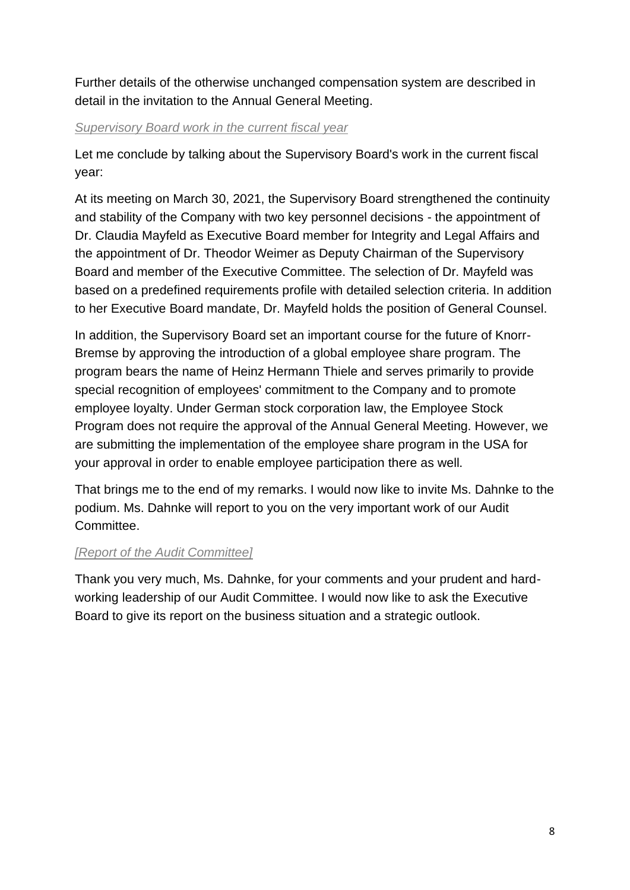Further details of the otherwise unchanged compensation system are described in detail in the invitation to the Annual General Meeting.

*Supervisory Board work in the current fiscal year*

Let me conclude by talking about the Supervisory Board's work in the current fiscal year:

At its meeting on March 30, 2021, the Supervisory Board strengthened the continuity and stability of the Company with two key personnel decisions - the appointment of Dr. Claudia Mayfeld as Executive Board member for Integrity and Legal Affairs and the appointment of Dr. Theodor Weimer as Deputy Chairman of the Supervisory Board and member of the Executive Committee. The selection of Dr. Mayfeld was based on a predefined requirements profile with detailed selection criteria. In addition to her Executive Board mandate, Dr. Mayfeld holds the position of General Counsel.

In addition, the Supervisory Board set an important course for the future of Knorr-Bremse by approving the introduction of a global employee share program. The program bears the name of Heinz Hermann Thiele and serves primarily to provide special recognition of employees' commitment to the Company and to promote employee loyalty. Under German stock corporation law, the Employee Stock Program does not require the approval of the Annual General Meeting. However, we are submitting the implementation of the employee share program in the USA for your approval in order to enable employee participation there as well.

That brings me to the end of my remarks. I would now like to invite Ms. Dahnke to the podium. Ms. Dahnke will report to you on the very important work of our Audit Committee.

*[Report of the Audit Committee]*

Thank you very much, Ms. Dahnke, for your comments and your prudent and hard-working leadership of our Audit Committee. I would now like to ask the Executive Board to give its report on the business situation and a strategic outlook.